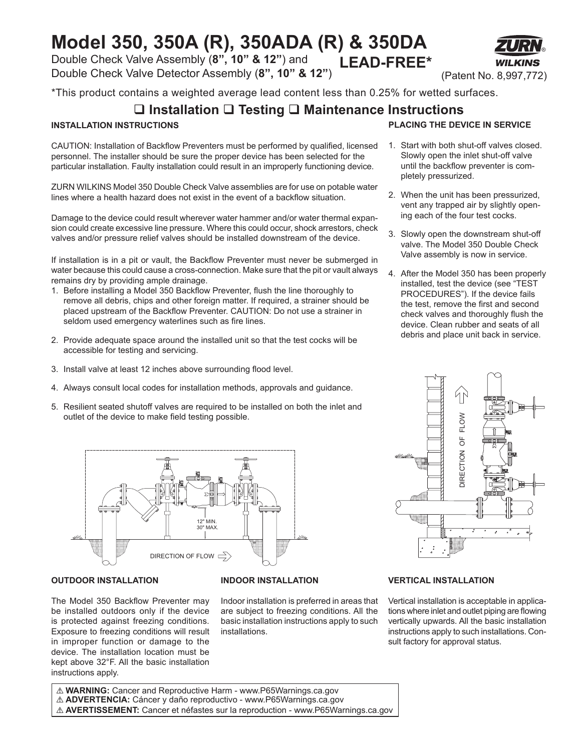# Model 350, 350A (R), 350ADA (R) & 350DA

Double Check Valve Assembly (**8", 10" & 12"**) and
Double Check Valve Detector Assembly (**8", 10" & 12"**)

**LEAD-FREE***

ZURN® WILKINS

(Patent No. 8,997,772)

*This product contains a weighted average lead content less than 0.25% for wetted surfaces.

## ❑ Installation ❑ Testing ❑ Maintenance Instructions

### INSTALLATION INSTRUCTIONS

CAUTION: Installation of Backflow Preventers must be performed by qualified, licensed personnel. The installer should be sure the proper device has been selected for the particular installation. Faulty installation could result in an improperly functioning device.

ZURN WILKINS Model 350 Double Check Valve assemblies are for use on potable water lines where a health hazard does not exist in the event of a backflow situation.

Damage to the device could result wherever water hammer and/or water thermal expansion could create excessive line pressure. Where this could occur, shock arrestors, check valves and/or pressure relief valves should be installed downstream of the device.

If installation is in a pit or vault, the Backflow Preventer must never be submerged in water because this could cause a cross-connection. Make sure that the pit or vault always remains dry by providing ample drainage.

1. Before installing a Model 350 Backflow Preventer, flush the line thoroughly to remove all debris, chips and other foreign matter. If required, a strainer should be placed upstream of the Backflow Preventer. CAUTION: Do not use a strainer in seldom used emergency waterlines such as fire lines.
2. Provide adequate space around the installed unit so that the test cocks will be accessible for testing and servicing.
3. Install valve at least 12 inches above surrounding flood level.
4. Always consult local codes for installation methods, approvals and guidance.
5. Resilient seated shutoff valves are required to be installed on both the inlet and outlet of the device to make field testing possible.

### PLACING THE DEVICE IN SERVICE

1. Start with both shut-off valves closed. Slowly open the inlet shut-off valve until the backflow preventer is completely pressurized.
2. When the unit has been pressurized, vent any trapped air by slightly opening each of the four test cocks.
3. Slowly open the downstream shut-off valve. The Model 350 Double Check Valve assembly is now in service.
4. After the Model 350 has been properly installed, test the device (see "TEST PROCEDURES"). If the device fails the test, remove the first and second check valves and thoroughly flush the device. Clean rubber and seats of all debris and place unit back in service.

12" MIN.
30" MAX.

DIRECTION OF FLOW

DIRECTION OF FLOW

### OUTDOOR INSTALLATION

The Model 350 Backflow Preventer may be installed outdoors only if the device is protected against freezing conditions. Exposure to freezing conditions will result in improper function or damage to the device. The installation location must be kept above 32°F. All the basic installation instructions apply.

### INDOOR INSTALLATION

Indoor installation is preferred in areas that are subject to freezing conditions. All the basic installation instructions apply to such installations.

### VERTICAL INSTALLATION

Vertical installation is acceptable in applications where inlet and outlet piping are flowing vertically upwards. All the basic installation instructions apply to such installations. Consult factory for approval status.

⚠ **WARNING:** Cancer and Reproductive Harm - www.P65Warnings.ca.gov
⚠ **ADVERTENCIA:** Cáncer y daño reproductivo - www.P65Warnings.ca.gov
⚠ **AVERTISSEMENT:** Cancer et néfastes sur la reproduction - www.P65Warnings.ca.gov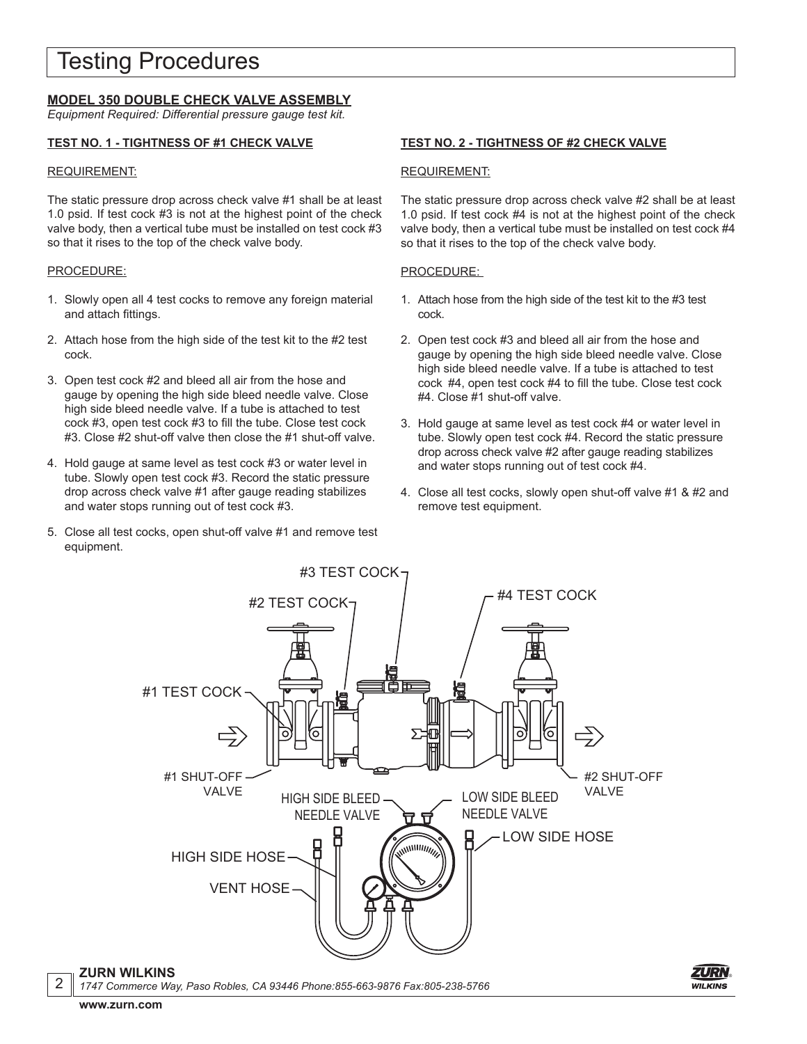# Testing Procedures

**MODEL 350 DOUBLE CHECK VALVE ASSEMBLY**

*Equipment Required: Differential pressure gauge test kit.*

**TEST NO. 1 - TIGHTNESS OF #1 CHECK VALVE**

REQUIREMENT:

The static pressure drop across check valve #1 shall be at least 1.0 psid. If test cock #3 is not at the highest point of the check valve body, then a vertical tube must be installed on test cock #3 so that it rises to the top of the check valve body.

PROCEDURE:

1. Slowly open all 4 test cocks to remove any foreign material and attach fittings.
2. Attach hose from the high side of the test kit to the #2 test cock.
3. Open test cock #2 and bleed all air from the hose and gauge by opening the high side bleed needle valve. Close high side bleed needle valve. If a tube is attached to test cock #3, open test cock #3 to fill the tube. Close test cock #3. Close #2 shut-off valve then close the #1 shut-off valve.
4. Hold gauge at same level as test cock #3 or water level in tube. Slowly open test cock #3. Record the static pressure drop across check valve #1 after gauge reading stabilizes and water stops running out of test cock #3.
5. Close all test cocks, open shut-off valve #1 and remove test equipment.

**TEST NO. 2 - TIGHTNESS OF #2 CHECK VALVE**

REQUIREMENT:

The static pressure drop across check valve #2 shall be at least 1.0 psid. If test cock #4 is not at the highest point of the check valve body, then a vertical tube must be installed on test cock #4 so that it rises to the top of the check valve body.

PROCEDURE:

1. Attach hose from the high side of the test kit to the #3 test cock.
2. Open test cock #3 and bleed all air from the hose and gauge by opening the high side bleed needle valve. Close high side bleed needle valve. If a tube is attached to test cock #4, open test cock #4 to fill the tube. Close test cock #4. Close #1 shut-off valve.
3. Hold gauge at same level as test cock #4 or water level in tube. Slowly open test cock #4. Record the static pressure drop across check valve #2 after gauge reading stabilizes and water stops running out of test cock #4.
4. Close all test cocks, slowly open shut-off valve #1 & #2 and remove test equipment.

#3 TEST COCK

#2 TEST COCK

#4 TEST COCK

#1 TEST COCK

#1 SHUT-OFF VALVE

#2 SHUT-OFF VALVE

HIGH SIDE BLEED NEEDLE VALVE

LOW SIDE BLEED NEEDLE VALVE

LOW SIDE HOSE

HIGH SIDE HOSE

VENT HOSE

**ZURN WILKINS**

*1747 Commerce Way, Paso Robles, CA 93446 Phone:855-663-9876 Fax:805-238-5766*

**www.zurn.com**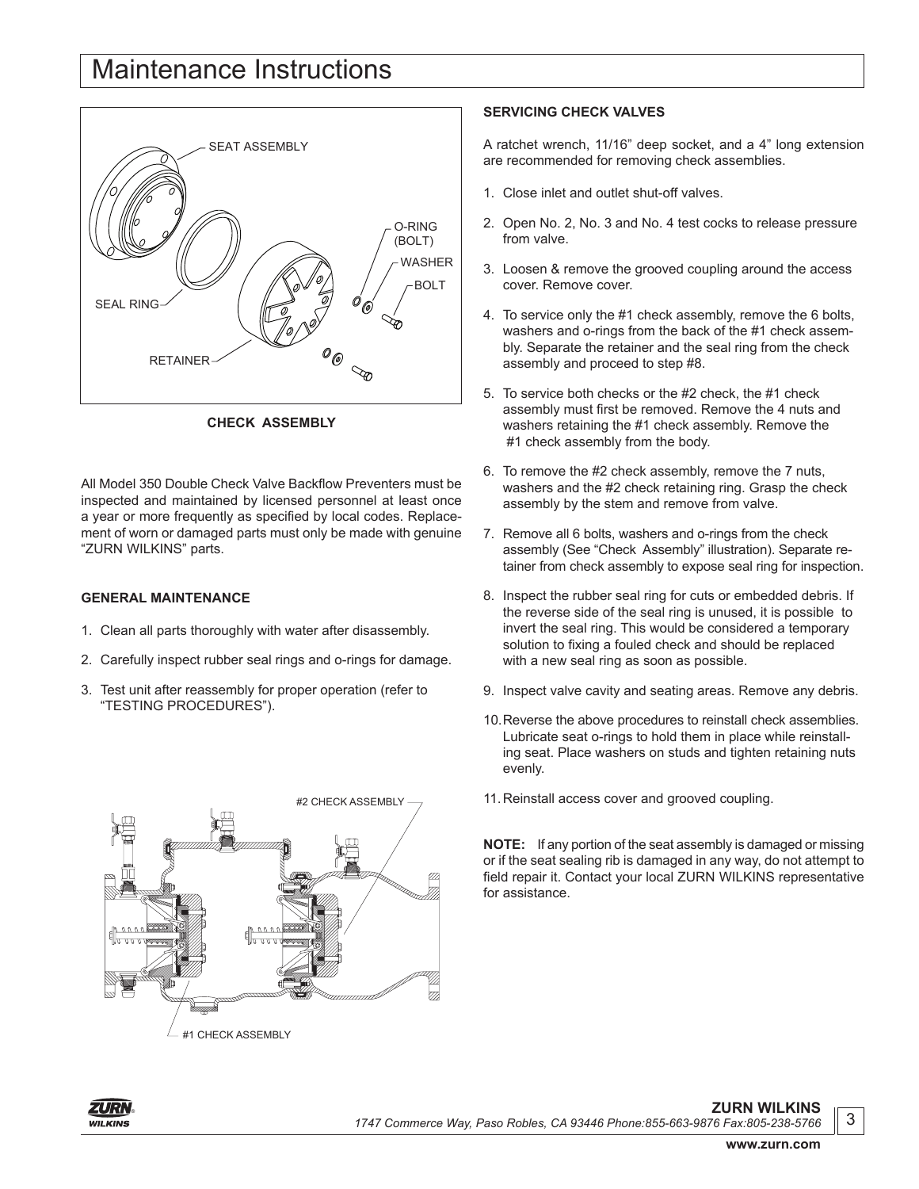# Maintenance Instructions

**CHECK ASSEMBLY**

All Model 350 Double Check Valve Backflow Preventers must be inspected and maintained by licensed personnel at least once a year or more frequently as specified by local codes. Replacement of worn or damaged parts must only be made with genuine "ZURN WILKINS" parts.

**GENERAL MAINTENANCE**

1. Clean all parts thoroughly with water after disassembly.
2. Carefully inspect rubber seal rings and o-rings for damage.
3. Test unit after reassembly for proper operation (refer to "TESTING PROCEDURES").

**SERVICING CHECK VALVES**

A ratchet wrench, 11/16" deep socket, and a 4" long extension are recommended for removing check assemblies.

1. Close inlet and outlet shut-off valves.
2. Open No. 2, No. 3 and No. 4 test cocks to release pressure from valve.
3. Loosen & remove the grooved coupling around the access cover. Remove cover.
4. To service only the #1 check assembly, remove the 6 bolts, washers and o-rings from the back of the #1 check assembly. Separate the retainer and the seal ring from the check assembly and proceed to step #8.
5. To service both checks or the #2 check, the #1 check assembly must first be removed. Remove the 4 nuts and washers retaining the #1 check assembly. Remove the #1 check assembly from the body.
6. To remove the #2 check assembly, remove the 7 nuts, washers and the #2 check retaining ring. Grasp the check assembly by the stem and remove from valve.
7. Remove all 6 bolts, washers and o-rings from the check assembly (See "Check Assembly" illustration). Separate retainer from check assembly to expose seal ring for inspection.
8. Inspect the rubber seal ring for cuts or embedded debris. If the reverse side of the seal ring is unused, it is possible to invert the seal ring. This would be considered a temporary solution to fixing a fouled check and should be replaced with a new seal ring as soon as possible.
9. Inspect valve cavity and seating areas. Remove any debris.
10. Reverse the above procedures to reinstall check assemblies. Lubricate seat o-rings to hold them in place while reinstalling seat. Place washers on studs and tighten retaining nuts evenly.
11. Reinstall access cover and grooved coupling.

**NOTE:** If any portion of the seat assembly is damaged or missing or if the seat sealing rib is damaged in any way, do not attempt to field repair it. Contact your local ZURN WILKINS representative for assistance.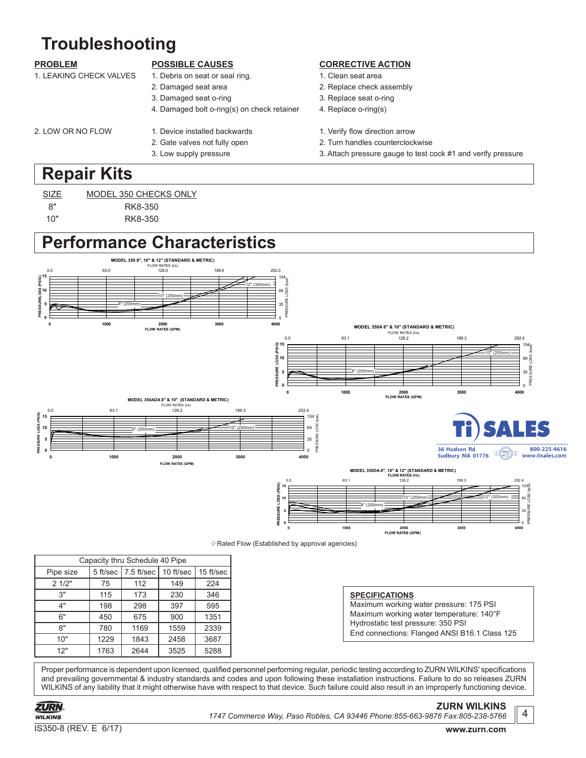# Troubleshooting

| PROBLEM | POSSIBLE CAUSES | CORRECTIVE ACTION |
| --- | --- | --- |
| 1. LEAKING CHECK VALVES | 1. Debris on seat or seal ring. | 1. Clean seat area |
| | 2. Damaged seat area | 2. Replace check assembly |
| | 3. Damaged seat o-ring | 3. Replace seat o-ring |
| | 4. Damaged bolt o-ring(s) on check retainer | 4. Replace o-ring(s) |
| 2. LOW OR NO FLOW | 1. Device installed backwards | 1. Verify flow direction arrow |
| | 2. Gate valves not fully open | 2. Turn handles counterclockwise |
| | 3. Low supply pressure | 3. Attach pressure gauge to test cock #1 and verify pressure |

# Repair Kits

| SIZE | MODEL 350 CHECKS ONLY |
| --- | --- |
| 8" | RK8-350 |
| 10" | RK8-350 |

# Performance Characteristics

MODEL 350 8", 10" & 12" (STANDARD & METRIC)
FLOW RATES (l/s)
0.0 63.0 126.0 189.0 252.0
PRESSURE LOSS (PSIG) 0 5 10 15
PRESSURE LOSS (kpa) 0 35 69 104
8" (200mm) 10" (250mm) 12" (300mm)
0 1000 2000 3000 4000
FLOW RATES (GPM)

MODEL 350A 8" & 10" (STANDARD & METRIC)
FLOW RATES (l/s)
0.0 63.1 126.2 189.3 252.4
PRESSURE LOSS (PSIG) 0 5 10 15
PRESSURE LOSS (kpa) 0 35 69 104
8" (200mm) 10" (250mm)
0 1000 2000 3000 4000
FLOW RATES (GPM)

MODEL 350ADA 8" & 10" (STANDARD & METRIC)
FLOW RATES (l/s)
0.0 63.1 126.2 189.3 252.4
PRESSURE LOSS (PSIG) 0 5 10 15
PRESSURE LOSS (kpa) 0 35 69 104
8" (200mm) 10" (250mm)
0 1000 2000 3000 4000
FLOW RATES (GPM)

Ti SALES
36 Hudson Rd
Sudbury MA 01776
800-225-4616
www.tisales.com

MODEL 350DA 8", 10" & 12" (STANDARD & METRIC)
FLOW RATES (l/s)
0.0 63.1 126.2 189.3 252.4
PRESSURE LOSS (PSIG) 0 5 10 15
PRESSURE LOSS (kpa) 0 34 69 103
8" (200mm) 10" (250mm) 12" (300mm)
0 1000 2000 3000 4000
FLOW RATES (GPM)

◇ Rated Flow (Established by approval agencies)

| Capacity thru Schedule 40 Pipe | | | | |
| --- | --- | --- | --- | --- |
| Pipe size | 5 ft/sec | 7.5 ft/sec | 10 ft/sec | 15 ft/sec |
| 2 1/2" | 75 | 112 | 149 | 224 |
| 3" | 115 | 173 | 230 | 346 |
| 4" | 198 | 298 | 397 | 595 |
| 6" | 450 | 675 | 900 | 1351 |
| 8" | 780 | 1169 | 1559 | 2339 |
| 10" | 1229 | 1843 | 2458 | 3687 |
| 12" | 1763 | 2644 | 3525 | 5288 |

**SPECIFICATIONS**
Maximum working water pressure: 175 PSI
Maximum working water temperature: 140°F
Hydrostatic test pressure: 350 PSI
End connections: Flanged ANSI B16.1 Class 125

Proper performance is dependent upon licensed, qualified personnel performing regular, periodic testing according to ZURN WILKINS' specifications and prevailing governmental & industry standards and codes and upon following these installation instructions. Failure to do so releases ZURN WILKINS of any liability that it might otherwise have with respect to that device. Such failure could also result in an improperly functioning device.

ZURN WILKINS
*1747 Commerce Way, Paso Robles, CA 93446 Phone:855-663-9876 Fax:805-238-5766*
www.zurn.com

IS350-8 (REV. E 6/17)